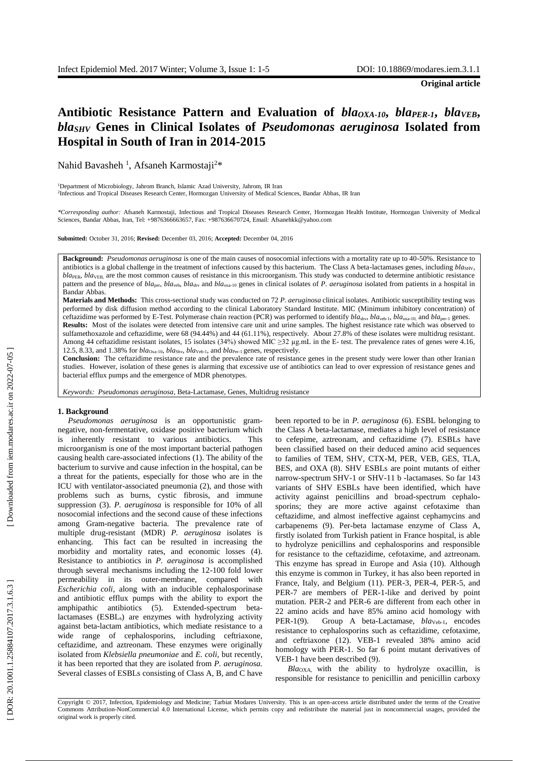**Original article**

# Antibiotic Resistance Pattern and Evaluation of $bla_{OXA\text{-}10}$, $bla_{PER\text{-}1}$, $bla_{VEB}$, $bla_{SHV}$ Genes in Clinical Isolates of *Pseudomonas aeruginosa* Isolated from Hospital in South of Iran in 2014-2015

Nahid Bavasheh [1], Afsaneh Karmostaji[2]*

[1]Department of Microbiology, Jahrom Branch, Islamic Azad University, Jahrom, IR Iran
[2]Infectious and Tropical Diseases Research Center, Hormozgan University of Medical Sciences, Bandar Abbas, IR Iran

*\*Corresponding author:* Afsaneh Karmostaji, Infectious and Tropical Diseases Research Center, Hormozgan Health Institute, Hormozgan University of Medical Sciences, Bandar Abbas, Iran, Tel: +9876366663657, Fax: +987636670724, Email: Afsanehkk@yahoo.com

**Submitted:** October 31, 2016; **Revised:** December 03, 2016; **Accepted:** December 04, 2016

**Background:** *Pseudomonas aeruginosa* is one of the main causes of nosocomial infections with a mortality rate up to 40-50%. Resistance to antibiotics is a global challenge in the treatment of infections caused by this bacterium. The Class A beta-lactamases genes, including $bla_{SHV}$, $bla_{PER}$, $bla_{VEB}$, are the most common causes of resistance in this microorganism. This study was conducted to determine antibiotic resistance pattern and the presence of $bla_{per}$, $bla_{veb}$, $bla_{shv}$ and $bla_{oxa\text{-}10}$ genes in clinical isolates of *P. aeruginosa* isolated from patients in a hospital in Bandar Abbas.

**Materials and Methods:** This cross-sectional study was conducted on 72 *P. aeruginosa* clinical isolates. Antibiotic susceptibility testing was performed by disk diffusion method according to the clinical Laboratory Standard Institute. MIC (Minimum inhibitory concentration) of ceftazidime was performed by E-Test. Polymerase chain reaction (PCR) was performed to identify $bla_{shv}$, $bla_{veb\text{-}1}$, $bla_{oxa\text{-}10}$, and $bla_{per\text{-}1}$ genes.

**Results:** Most of the isolates were detected from intensive care unit and urine samples. The highest resistance rate which was observed to sulfamethoxazole and ceftazidime, were 68 (94.44%) and 44 (61.11%), respectively. About 27.8% of these isolates were multidrug resistant. Among 44 ceftazidime resistant isolates, 15 isolates (34%) showed MIC ≥32 µg.mL in the E- test. The prevalence rates of genes were 4.16, 12.5, 8.33, and 1.38% for $bla_{Oxa\text{-}10}$, $bla_{Shv}$, $bla_{Veb\text{-}1}$, and $bla_{Per\text{-}1}$ genes, respectively.

**Conclusion:** The ceftazidime resistance rate and the prevalence rate of resistance genes in the present study were lower than other Iranian studies. However, isolation of these genes is alarming that excessive use of antibiotics can lead to over expression of resistance genes and bacterial efflux pumps and the emergence of MDR phenotypes.

*Keywords: Pseudomonas aeruginosa*, Beta-Lactamase, Genes, Multidrug resistance

## 1. Background

*Pseudomonas aeruginosa* is an opportunistic gram-negative, non-fermentative, oxidase positive bacterium which is inherently resistant to various antibiotics. This microorganism is one of the most important bacterial pathogen causing health care-associated infections (1). The ability of the bacterium to survive and cause infection in the hospital, can be a threat for the patients, especially for those who are in the ICU with ventilator-associated pneumonia (2), and those with problems such as burns, cystic fibrosis, and immune suppression (3). *P. aeruginosa* is responsible for 10% of all nosocomial infections and the second cause of these infections among Gram-negative bacteria. The prevalence rate of multiple drug-resistant (MDR) *P. aeruginosa* isolates is enhancing. This fact can be resulted in increasing the morbidity and mortality rates, and economic losses (4). Resistance to antibiotics in *P. aeruginosa* is accomplished through several mechanisms including the 12-100 fold lower permeability in its outer-membrane, compared with *Escherichia coli*, along with an inducible cephalosporinase and antibiotic efflux pumps with the ability to export the amphipathic antibiotics (5). Extended-spectrum beta-lactamases ($ESBL_s$) are enzymes with hydrolyzing activity against beta-lactam antibiotics, which mediate resistance to a wide range of cephalosporins, including ceftriaxone, ceftazidime, and aztreonam. These enzymes were originally isolated from *Klebsiella pneumoniae* and *E. coli*, but recently, it has been reported that they are isolated from *P. aeruginosa.* Several classes of ESBLs consisting of Class A, B, and C have been reported to be in *P. aeruginosa* (6). ESBL belonging to the Class A beta-lactamase, mediates a high level of resistance to cefepime, aztreonam, and ceftazidime (7). ESBLs have been classified based on their deduced amino acid sequences to families of TEM, SHV, CTX-M, PER, VEB, GES, TLA, BES, and OXA (8). SHV ESBLs are point mutants of either narrow-spectrum SHV-1 or SHV-11 b -lactamases. So far 143 variants of SHV ESBLs have been identified, which have activity against penicillins and broad-spectrum cephalosporins; they are more active against cefotaxime than ceftazidime, and almost ineffective against cephamycins and carbapenems (9). Per-beta lactamase enzyme of Class A, firstly isolated from Turkish patient in France hospital, is able to hydrolyze penicillins and cephalosporins and responsible for resistance to the ceftazidime, cefotaxime, and aztreonam. This enzyme has spread in Europe and Asia (10). Although this enzyme is common in Turkey, it has also been reported in France, Italy, and Belgium (11). PER-3, PER-4, PER-5, and PER-7 are members of PER-1-like and derived by point mutation. PER-2 and PER-6 are different from each other in 22 amino acids and have 85% amino acid homology with PER-1(9). Group A beta-Lactamase, $bla_{Veb\text{-}1}$, encodes resistance to cephalosporins such as ceftazidime, cefotaxime, and ceftriaxone (12). VEB-1 revealed 38% amino acid homology with PER-1. So far 6 point mutant derivatives of VEB-1 have been described (9).

$Bla_{OXA}$, with the ability to hydrolyze oxacillin, is responsible for resistance to penicillin and penicillin carboxy

Copyright © 2017, Infection, Epidemiology and Medicine; Tarbiat Modares University. This is an open-access article distributed under the terms of the Creative Commons Attribution-NonCommercial 4.0 International License, which permits copy and redistribute the material just in noncommercial usages, provided the original work is properly cited.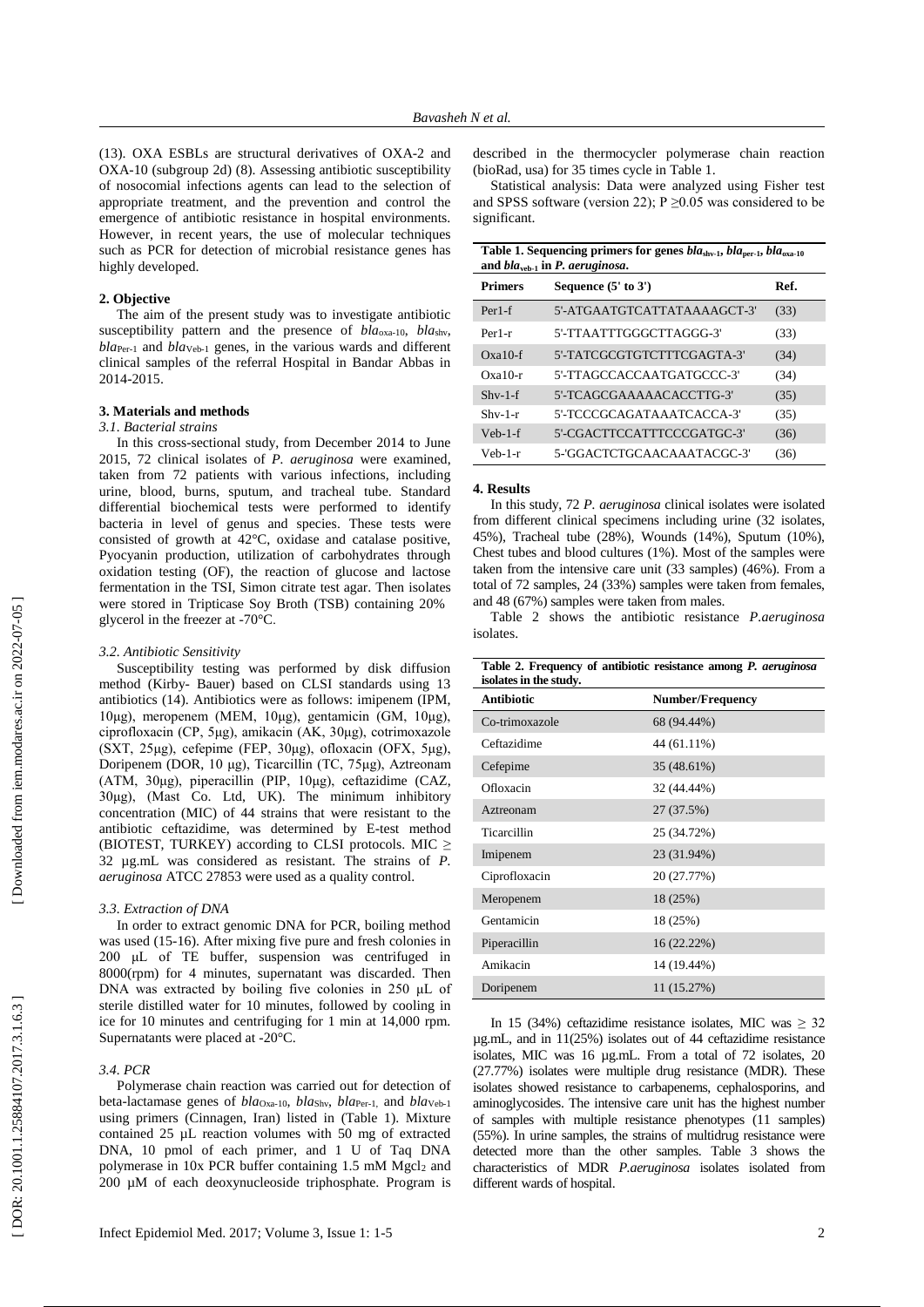(13). OXA ESBLs are structural derivatives of OXA-2 and OXA-10 (subgroup 2d) (8). Assessing antibiotic susceptibility of nosocomial infections agents can lead to the selection of appropriate treatment, and the prevention and control the emergence of antibiotic resistance in hospital environments. However, in recent years, the use of molecular techniques such as PCR for detection of microbial resistance genes has highly developed.

## 2. Objective

The aim of the present study was to investigate antibiotic susceptibility pattern and the presence of $bla_{oxa-10}$, $bla_{shv}$, $bla_{Per-1}$ and $bla_{Veb-1}$ genes, in the various wards and different clinical samples of the referral Hospital in Bandar Abbas in 2014-2015.

## 3. Materials and methods

### *3.1. Bacterial strains*

In this cross-sectional study, from December 2014 to June 2015, 72 clinical isolates of *P. aeruginosa* were examined, taken from 72 patients with various infections, including urine, blood, burns, sputum, and tracheal tube. Standard differential biochemical tests were performed to identify bacteria in level of genus and species. These tests were consisted of growth at 42°C, oxidase and catalase positive, Pyocyanin production, utilization of carbohydrates through oxidation testing (OF), the reaction of glucose and lactose fermentation in the TSI, Simon citrate test agar. Then isolates were stored in Tripticase Soy Broth (TSB) containing 20% glycerol in the freezer at -70°C.

### *3.2. Antibiotic Sensitivity*

Susceptibility testing was performed by disk diffusion method (Kirby- Bauer) based on CLSI standards using 13 antibiotics (14). Antibiotics were as follows: imipenem (IPM, 10μg), meropenem (MEM, 10μg), gentamicin (GM, 10μg), ciprofloxacin (CP, 5μg), amikacin (AK, 30μg), cotrimoxazole (SXT, 25μg), cefepime (FEP, 30μg), ofloxacin (OFX, 5μg), Doripenem (DOR, 10 μg), Ticarcillin (TC, 75μg), Aztreonam (ATM, 30μg), piperacillin (PIP, 10μg), ceftazidime (CAZ, 30μg), (Mast Co. Ltd, UK). The minimum inhibitory concentration (MIC) of 44 strains that were resistant to the antibiotic ceftazidime, was determined by E-test method (BIOTEST, TURKEY) according to CLSI protocols. MIC ≥ 32 μg.mL was considered as resistant. The strains of *P. aeruginosa* ATCC 27853 were used as a quality control.

### *3.3. Extraction of DNA*

In order to extract genomic DNA for PCR, boiling method was used (15-16). After mixing five pure and fresh colonies in 200 μL of TE buffer, suspension was centrifuged in 8000(rpm) for 4 minutes, supernatant was discarded. Then DNA was extracted by boiling five colonies in 250 μL of sterile distilled water for 10 minutes, followed by cooling in ice for 10 minutes and centrifuging for 1 min at 14,000 rpm. Supernatants were placed at -20°C.

### *3.4. PCR*

Polymerase chain reaction was carried out for detection of beta-lactamase genes of $bla_{Oxa-10}$, $bla_{Shv}$, $bla_{Per-1}$ and $bla_{Veb-1}$ using primers (Cinnagen, Iran) listed in (Table 1). Mixture contained 25 μL reaction volumes with 50 mg of extracted DNA, 10 pmol of each primer, and 1 U of Taq DNA polymerase in 10x PCR buffer containing 1.5 mM $Mgcl_2$ and 200 μM of each deoxynucleoside triphosphate. Program is described in the thermocycler polymerase chain reaction (bioRad, usa) for 35 times cycle in Table 1.

Statistical analysis: Data were analyzed using Fisher test and SPSS software (version 22); P ≥0.05 was considered to be significant.

**Table 1. Sequencing primers for genes $bla_{shv-1}$, $bla_{per-1}$, $bla_{oxa-10}$ and $bla_{veb-1}$ in *P. aeruginosa*.**

| Primers | Sequence (5' to 3') | Ref. |
|---|---|---|
| Per1-f | 5'-ATGAATGTCATTATAAAAGCT-3' | (33) |
| Per1-r | 5'-TTAATTTGGGCTTAGGG-3' | (33) |
| Oxa10-f | 5'-TATCGCGTGTCTTTCGAGTA-3' | (34) |
| Oxa10-r | 5'-TTAGCCACCAATGATGCCC-3' | (34) |
| Shv-1-f | 5'-TCAGCGAAAAACACCTTG-3' | (35) |
| Shv-1-r | 5'-TCCCGCAGATAAATCACCA-3' | (35) |
| Veb-1-f | 5'-CGACTTCCATTTCCCGATGC-3' | (36) |
| Veb-1-r | 5-'GGACTCTGCAACAAATACGC-3' | (36) |

## 4. Results

In this study, 72 *P. aeruginosa* clinical isolates were isolated from different clinical specimens including urine (32 isolates, 45%), Tracheal tube (28%), Wounds (14%), Sputum (10%), Chest tubes and blood cultures (1%). Most of the samples were taken from the intensive care unit (33 samples) (46%). From a total of 72 samples, 24 (33%) samples were taken from females, and 48 (67%) samples were taken from males.

Table 2 shows the antibiotic resistance *P.aeruginosa* isolates.

**Table 2. Frequency of antibiotic resistance among *P. aeruginosa* isolates in the study.**

| Antibiotic | Number/Frequency |
|---|---|
| Co-trimoxazole | 68 (94.44%) |
| Ceftazidime | 44 (61.11%) |
| Cefepime | 35 (48.61%) |
| Ofloxacin | 32 (44.44%) |
| Aztreonam | 27 (37.5%) |
| Ticarcillin | 25 (34.72%) |
| Imipenem | 23 (31.94%) |
| Ciprofloxacin | 20 (27.77%) |
| Meropenem | 18 (25%) |
| Gentamicin | 18 (25%) |
| Piperacillin | 16 (22.22%) |
| Amikacin | 14 (19.44%) |
| Doripenem | 11 (15.27%) |

In 15 (34%) ceftazidime resistance isolates, MIC was ≥ 32 μg.mL, and in 11(25%) isolates out of 44 ceftazidime resistance isolates, MIC was 16 μg.mL. From a total of 72 isolates, 20 (27.77%) isolates were multiple drug resistance (MDR). These isolates showed resistance to carbapenems, cephalosporins, and aminoglycosides. The intensive care unit has the highest number of samples with multiple resistance phenotypes (11 samples) (55%). In urine samples, the strains of multidrug resistance were detected more than the other samples. Table 3 shows the characteristics of MDR *P.aeruginosa* isolates isolated from different wards of hospital.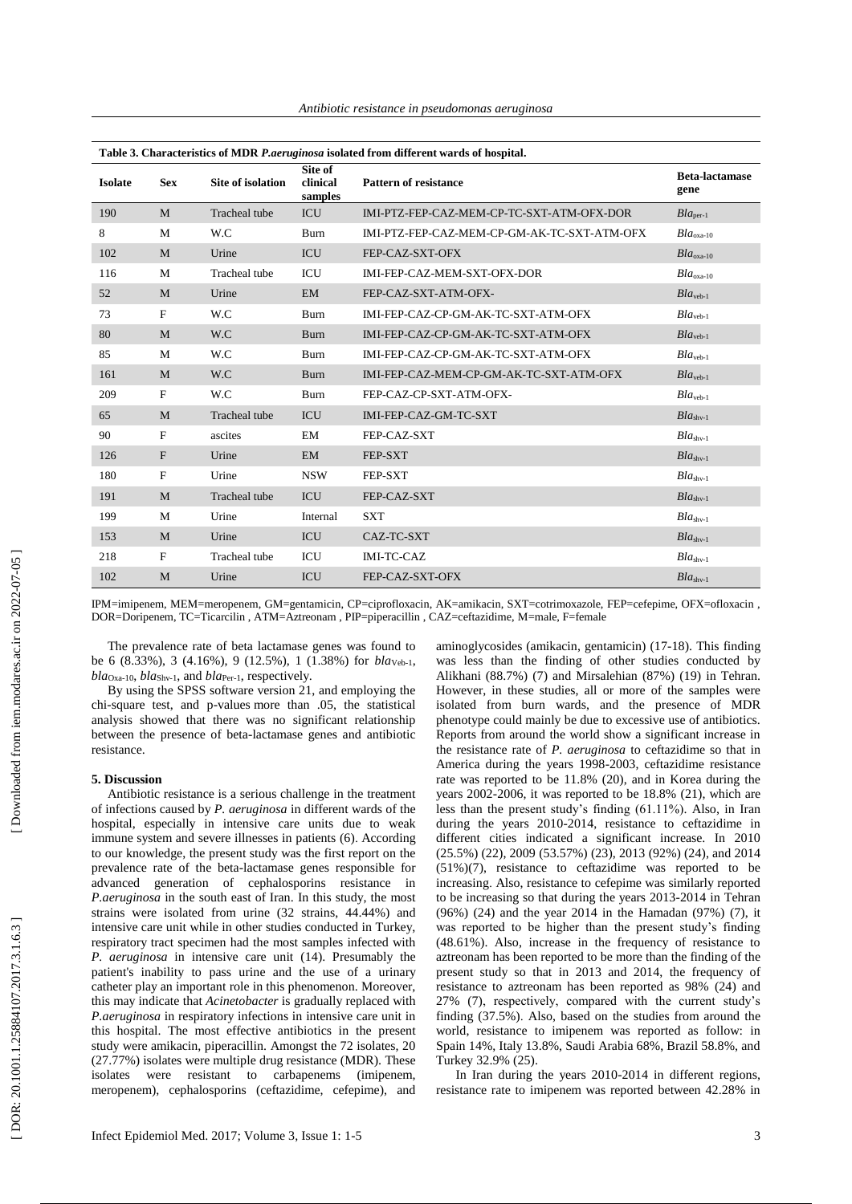**Table 3. Characteristics of MDR *P.aeruginosa* isolated from different wards of hospital.**

| Isolate | Sex | Site of isolation | Site of clinical samples | Pattern of resistance | Beta-lactamase gene |
|---|---|---|---|---|---|
| 190 | M | Tracheal tube | ICU | IMI-PTZ-FEP-CAZ-MEM-CP-TC-SXT-ATM-OFX-DOR | *Bla*$_{per-1}$ |
| 8 | M | W.C | Burn | IMI-PTZ-FEP-CAZ-MEM-CP-GM-AK-TC-SXT-ATM-OFX | *Bla*$_{oxa-10}$ |
| 102 | M | Urine | ICU | FEP-CAZ-SXT-OFX | *Bla*$_{oxa-10}$ |
| 116 | M | Tracheal tube | ICU | IMI-FEP-CAZ-MEM-SXT-OFX-DOR | *Bla*$_{oxa-10}$ |
| 52 | M | Urine | EM | FEP-CAZ-SXT-ATM-OFX- | *Bla*$_{veb-1}$ |
| 73 | F | W.C | Burn | IMI-FEP-CAZ-CP-GM-AK-TC-SXT-ATM-OFX | *Bla*$_{veb-1}$ |
| 80 | M | W.C | Burn | IMI-FEP-CAZ-CP-GM-AK-TC-SXT-ATM-OFX | *Bla*$_{veb-1}$ |
| 85 | M | W.C | Burn | IMI-FEP-CAZ-CP-GM-AK-TC-SXT-ATM-OFX | *Bla*$_{veb-1}$ |
| 161 | M | W.C | Burn | IMI-FEP-CAZ-MEM-CP-GM-AK-TC-SXT-ATM-OFX | *Bla*$_{veb-1}$ |
| 209 | F | W.C | Burn | FEP-CAZ-CP-SXT-ATM-OFX- | *Bla*$_{veb-1}$ |
| 65 | M | Tracheal tube | ICU | IMI-FEP-CAZ-GM-TC-SXT | *Bla*$_{shv-1}$ |
| 90 | F | ascites | EM | FEP-CAZ-SXT | *Bla*$_{shv-1}$ |
| 126 | F | Urine | EM | FEP-SXT | *Bla*$_{shv-1}$ |
| 180 | F | Urine | NSW | FEP-SXT | *Bla*$_{shv-1}$ |
| 191 | M | Tracheal tube | ICU | FEP-CAZ-SXT | *Bla*$_{shv-1}$ |
| 199 | M | Urine | Internal | SXT | *Bla*$_{shv-1}$ |
| 153 | M | Urine | ICU | CAZ-TC-SXT | *Bla*$_{shv-1}$ |
| 218 | F | Tracheal tube | ICU | IMI-TC-CAZ | *Bla*$_{shv-1}$ |
| 102 | M | Urine | ICU | FEP-CAZ-SXT-OFX | *Bla*$_{shv-1}$ |

IPM=imipenem, MEM=meropenem, GM=gentamicin, CP=ciprofloxacin, AK=amikacin, SXT=cotrimoxazole, FEP=cefepime, OFX=ofloxacin , DOR=Doripenem, TC=Ticarcilin , ATM=Aztreonam , PIP=piperacillin , CAZ=ceftazidime, M=male, F=female

The prevalence rate of beta lactamase genes was found to be 6 (8.33%), 3 (4.16%), 9 (12.5%), 1 (1.38%) for *bla*$_{Veb-1}$, *bla*$_{Oxa-10}$, *bla*$_{Shv-1}$, and *bla*$_{Per-1}$, respectively.

By using the SPSS software version 21, and employing the chi-square test, and p-values more than .05, the statistical analysis showed that there was no significant relationship between the presence of beta-lactamase genes and antibiotic resistance.

## 5. Discussion

Antibiotic resistance is a serious challenge in the treatment of infections caused by *P. aeruginosa* in different wards of the hospital, especially in intensive care units due to weak immune system and severe illnesses in patients (6). According to our knowledge, the present study was the first report on the prevalence rate of the beta-lactamase genes responsible for advanced generation of cephalosporins resistance in *P.aeruginosa* in the south east of Iran. In this study, the most strains were isolated from urine (32 strains, 44.44%) and intensive care unit while in other studies conducted in Turkey, respiratory tract specimen had the most samples infected with *P. aeruginosa* in intensive care unit (14). Presumably the patient's inability to pass urine and the use of a urinary catheter play an important role in this phenomenon. Moreover, this may indicate that *Acinetobacter* is gradually replaced with *P.aeruginosa* in respiratory infections in intensive care unit in this hospital. The most effective antibiotics in the present study were amikacin, piperacillin. Amongst the 72 isolates, 20 (27.77%) isolates were multiple drug resistance (MDR). These isolates were resistant to carbapenems (imipenem, meropenem), cephalosporins (ceftazidime, cefepime), and aminoglycosides (amikacin, gentamicin) (17-18). This finding was less than the finding of other studies conducted by Alikhani (88.7%) (7) and Mirsalehian (87%) (19) in Tehran. However, in these studies, all or more of the samples were isolated from burn wards, and the presence of MDR phenotype could mainly be due to excessive use of antibiotics. Reports from around the world show a significant increase in the resistance rate of *P. aeruginosa* to ceftazidime so that in America during the years 1998-2003, ceftazidime resistance rate was reported to be 11.8% (20), and in Korea during the years 2002-2006, it was reported to be 18.8% (21), which are less than the present study's finding (61.11%). Also, in Iran during the years 2010-2014, resistance to ceftazidime in different cities indicated a significant increase. In 2010 (25.5%) (22), 2009 (53.57%) (23), 2013 (92%) (24), and 2014 (51%)(7), resistance to ceftazidime was reported to be increasing. Also, resistance to cefepime was similarly reported to be increasing so that during the years 2013-2014 in Tehran (96%) (24) and the year 2014 in the Hamadan (97%) (7), it was reported to be higher than the present study's finding (48.61%). Also, increase in the frequency of resistance to aztreonam has been reported to be more than the finding of the present study so that in 2013 and 2014, the frequency of resistance to aztreonam has been reported as 98% (24) and 27% (7), respectively, compared with the current study's finding (37.5%). Also, based on the studies from around the world, resistance to imipenem was reported as follow: in Spain 14%, Italy 13.8%, Saudi Arabia 68%, Brazil 58.8%, and Turkey 32.9% (25).

In Iran during the years 2010-2014 in different regions, resistance rate to imipenem was reported between 42.28% in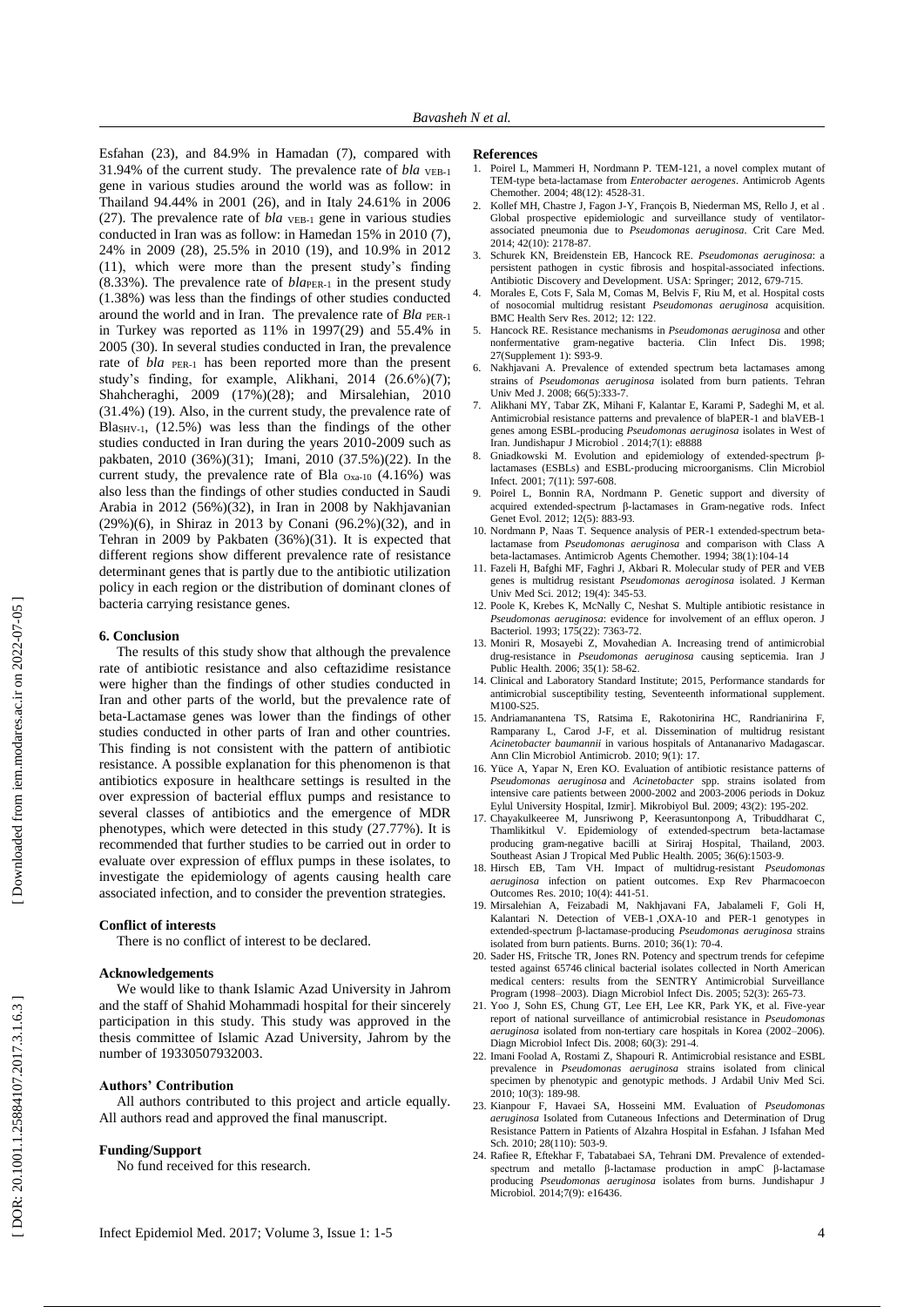Esfahan (23), and 84.9% in Hamadan (7), compared with 31.94% of the current study. The prevalence rate of *bla* $_{\text{VEB-1}}$ gene in various studies around the world was as follow: in Thailand 94.44% in 2001 (26), and in Italy 24.61% in 2006 (27). The prevalence rate of *bla* $_{\text{VEB-1}}$ gene in various studies conducted in Iran was as follow: in Hamedan 15% in 2010 (7), 24% in 2009 (28), 25.5% in 2010 (19), and 10.9% in 2012 (11), which were more than the present study's finding (8.33%). The prevalence rate of *bla*$_{\text{PER-1}}$ in the present study (1.38%) was less than the findings of other studies conducted around the world and in Iran. The prevalence rate of *Bla* $_{\text{PER-1}}$ in Turkey was reported as 11% in 1997(29) and 55.4% in 2005 (30). In several studies conducted in Iran, the prevalence rate of *bla* $_{\text{PER-1}}$ has been reported more than the present study's finding, for example, Alikhani, 2014 (26.6%)(7); Shahcheraghi, 2009 (17%)(28); and Mirsalehian, 2010 (31.4%) (19). Also, in the current study, the prevalence rate of Bla$_{\text{SHV-1}}$, (12.5%) was less than the findings of the other studies conducted in Iran during the years 2010-2009 such as pakbaten, 2010 (36%)(31); Imani, 2010 (37.5%)(22). In the current study, the prevalence rate of Bla $_{\text{Oxa-10}}$ (4.16%) was also less than the findings of other studies conducted in Saudi Arabia in 2012 (56%)(32), in Iran in 2008 by Nakhjavanian (29%)(6), in Shiraz in 2013 by Conani (96.2%)(32), and in Tehran in 2009 by Pakbaten (36%)(31). It is expected that different regions show different prevalence rate of resistance determinant genes that is partly due to the antibiotic utilization policy in each region or the distribution of dominant clones of bacteria carrying resistance genes.

## 6. Conclusion

The results of this study show that although the prevalence rate of antibiotic resistance and also ceftazidime resistance were higher than the findings of other studies conducted in Iran and other parts of the world, but the prevalence rate of beta-Lactamase genes was lower than the findings of other studies conducted in other parts of Iran and other countries. This finding is not consistent with the pattern of antibiotic resistance. A possible explanation for this phenomenon is that antibiotics exposure in healthcare settings is resulted in the over expression of bacterial efflux pumps and resistance to several classes of antibiotics and the emergence of MDR phenotypes, which were detected in this study (27.77%). It is recommended that further studies to be carried out in order to evaluate over expression of efflux pumps in these isolates, to investigate the epidemiology of agents causing health care associated infection, and to consider the prevention strategies.

### Conflict of interests

There is no conflict of interest to be declared.

### Acknowledgements

We would like to thank Islamic Azad University in Jahrom and the staff of Shahid Mohammadi hospital for their sincerely participation in this study. This study was approved in the thesis committee of Islamic Azad University, Jahrom by the number of 19330507932003.

### Authors' Contribution

All authors contributed to this project and article equally. All authors read and approved the final manuscript.

### Funding/Support

No fund received for this research.

### References

1. Poirel L, Mammeri H, Nordmann P. TEM-121, a novel complex mutant of TEM-type beta-lactamase from *Enterobacter aerogenes*. Antimicrob Agents Chemother. 2004; 48(12): 4528-31.
2. Kollef MH, Chastre J, Fagon J-Y, François B, Niederman MS, Rello J, et al . Global prospective epidemiologic and surveillance study of ventilator-associated pneumonia due to *Pseudomonas aeruginosa*. Crit Care Med. 2014; 42(10): 2178-87.
3. Schurek KN, Breidenstein EB, Hancock RE. *Pseudomonas aeruginosa*: a persistent pathogen in cystic fibrosis and hospital-associated infections. Antibiotic Discovery and Development. USA: Springer; 2012, 679-715.
4. Morales E, Cots F, Sala M, Comas M, Belvis F, Riu M, et al. Hospital costs of nosocomial multidrug resistant *Pseudomonas aeruginosa* acquisition. BMC Health Serv Res. 2012; 12: 122.
5. Hancock RE. Resistance mechanisms in *Pseudomonas aeruginosa* and other nonfermentative gram-negative bacteria. Clin Infect Dis. 1998; 27(Supplement 1): S93-9.
6. Nakhjavani A. Prevalence of extended spectrum beta lactamases among strains of *Pseudomonas aeruginosa* isolated from burn patients. Tehran Univ Med J. 2008; 66(5):333-7.
7. Alikhani MY, Tabar ZK, Mihani F, Kalantar E, Karami P, Sadeghi M, et al. Antimicrobial resistance patterns and prevalence of blaPER-1 and blaVEB-1 genes among ESBL-producing *Pseudomonas aeruginosa* isolates in West of Iran. Jundishapur J Microbiol . 2014;7(1): e8888
8. Gniadkowski M. Evolution and epidemiology of extended-spectrum β-lactamases (ESBLs) and ESBL-producing microorganisms. Clin Microbiol Infect. 2001; 7(11): 597-608.
9. Poirel L, Bonnin RA, Nordmann P. Genetic support and diversity of acquired extended-spectrum β-lactamases in Gram-negative rods. Infect Genet Evol. 2012; 12(5): 883-93.
10. Nordmann P, Naas T. Sequence analysis of PER-1 extended-spectrum beta-lactamase from *Pseudomonas aeruginosa* and comparison with Class A beta-lactamases. Antimicrob Agents Chemother. 1994; 38(1):104-14
11. Fazeli H, Bafghi MF, Faghri J, Akbari R. Molecular study of PER and VEB genes is multidrug resistant *Pseudomonas aeroginosa* isolated. J Kerman Univ Med Sci. 2012; 19(4): 345-53.
12. Poole K, Krebes K, McNally C, Neshat S. Multiple antibiotic resistance in *Pseudomonas aeruginosa*: evidence for involvement of an efflux operon. J Bacteriol. 1993; 175(22): 7363-72.
13. Moniri R, Mosayebi Z, Movahedian A. Increasing trend of antimicrobial drug-resistance in *Pseudomonas aeruginosa* causing septicemia. Iran J Public Health. 2006; 35(1): 58-62.
14. Clinical and Laboratory Standard Institute; 2015, Performance standards for antimicrobial susceptibility testing, Seventeenth informational supplement. M100-S25.
15. Andriamanantena TS, Ratsima E, Rakotonirina HC, Randrianirina F, Ramparany L, Carod J-F, et al. Dissemination of multidrug resistant *Acinetobacter baumannii* in various hospitals of Antananarivo Madagascar. Ann Clin Microbiol Antimicrob. 2010; 9(1): 17.
16. Yüce A, Yapar N, Eren KO. Evaluation of antibiotic resistance patterns of *Pseudomonas aeruginosa* and *Acinetobacter* spp. strains isolated from intensive care patients between 2000-2002 and 2003-2006 periods in Dokuz Eylul University Hospital, Izmir]. Mikrobiyol Bul. 2009; 43(2): 195-202.
17. Chayakulkeeree M, Junsriwong P, Keerasuntonpong A, Tribuddharat C, Thamlikitkul V. Epidemiology of extended-spectrum beta-lactamase producing gram-negative bacilli at Siriraj Hospital, Thailand, 2003. Southeast Asian J Tropical Med Public Health. 2005; 36(6):1503-9.
18. Hirsch EB, Tam VH. Impact of multidrug-resistant *Pseudomonas aeruginosa* infection on patient outcomes. Exp Rev Pharmacoecon Outcomes Res. 2010; 10(4): 441-51.
19. Mirsalehian A, Feizabadi M, Nakhjavani FA, Jabalameli F, Goli H, Kalantari N. Detection of VEB-1 ,OXA-10 and PER-1 genotypes in extended-spectrum β-lactamase-producing *Pseudomonas aeruginosa* strains isolated from burn patients. Burns. 2010; 36(1): 70-4.
20. Sader HS, Fritsche TR, Jones RN. Potency and spectrum trends for cefepime tested against 65746 clinical bacterial isolates collected in North American medical centers: results from the SENTRY Antimicrobial Surveillance Program (1998–2003). Diagn Microbiol Infect Dis. 2005; 52(3): 265-73.
21. Yoo J, Sohn ES, Chung GT, Lee EH, Lee KR, Park YK, et al. Five-year report of national surveillance of antimicrobial resistance in *Pseudomonas aeruginosa* isolated from non-tertiary care hospitals in Korea (2002–2006). Diagn Microbiol Infect Dis. 2008; 60(3): 291-4.
22. Imani Foolad A, Rostami Z, Shapouri R. Antimicrobial resistance and ESBL prevalence in *Pseudomonas aeruginosa* strains isolated from clinical specimen by phenotypic and genotypic methods. J Ardabil Univ Med Sci. 2010; 10(3): 189-98.
23. Kianpour F, Havaei SA, Hosseini MM. Evaluation of *Pseudomonas aeruginosa* Isolated from Cutaneous Infections and Determination of Drug Resistance Pattern in Patients of Alzahra Hospital in Esfahan. J Isfahan Med Sch. 2010; 28(110): 503-9.
24. Rafiee R, Eftekhar F, Tabatabaei SA, Tehrani DM. Prevalence of extended-spectrum and metallo β-lactamase production in ampC β-lactamase producing *Pseudomonas aeruginosa* isolates from burns. Jundishapur J Microbiol. 2014;7(9): e16436.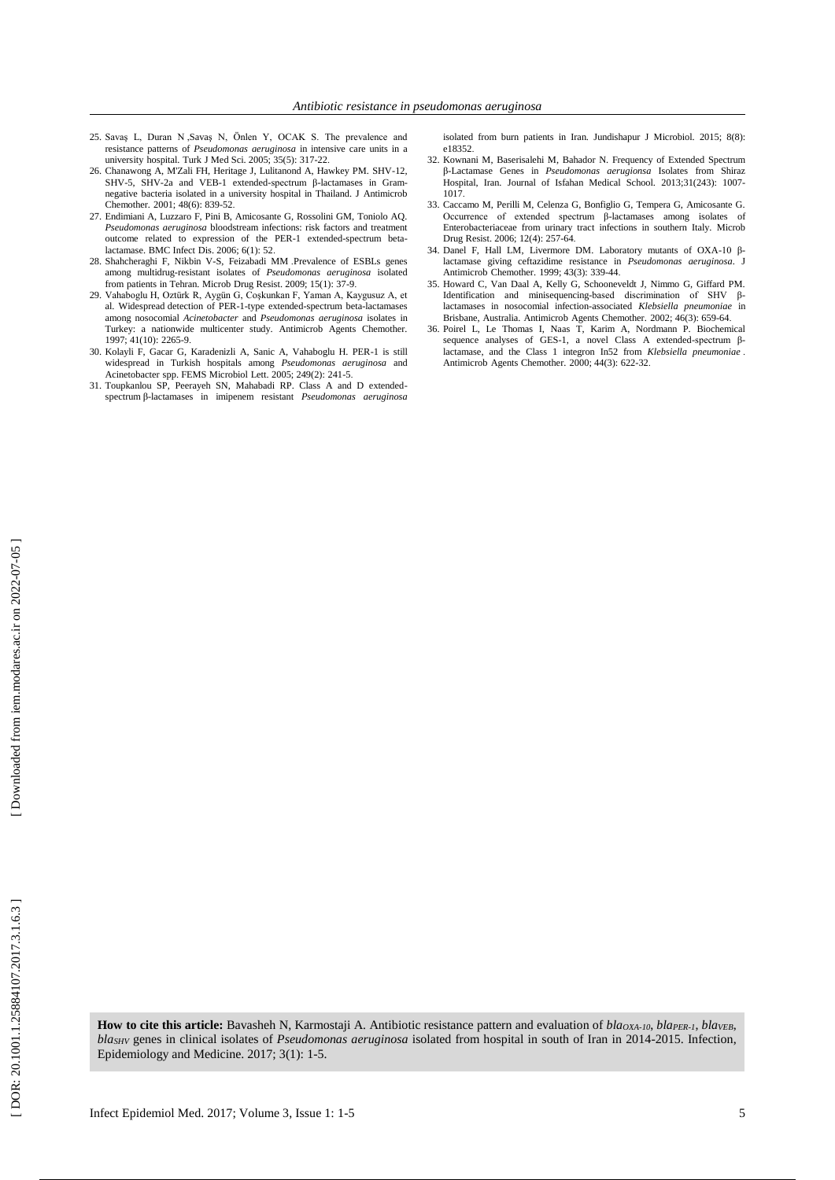25. Savaş L, Duran N ,Savaş N, Önlen Y, OCAK S. The prevalence and resistance patterns of *Pseudomonas aeruginosa* in intensive care units in a university hospital. Turk J Med Sci. 2005; 35(5): 317-22.
26. Chanawong A, M'Zali FH, Heritage J, Lulitanond A, Hawkey PM. SHV-12, SHV-5, SHV-2a and VEB-1 extended-spectrum β-lactamases in Gram-negative bacteria isolated in a university hospital in Thailand. J Antimicrob Chemother. 2001; 48(6): 839-52.
27. Endimiani A, Luzzaro F, Pini B, Amicosante G, Rossolini GM, Toniolo AQ. *Pseudomonas aeruginosa* bloodstream infections: risk factors and treatment outcome related to expression of the PER-1 extended-spectrum beta-lactamase. BMC Infect Dis. 2006; 6(1): 52.
28. Shahcheraghi F, Nikbin V-S, Feizabadi MM .Prevalence of ESBLs genes among multidrug-resistant isolates of *Pseudomonas aeruginosa* isolated from patients in Tehran. Microb Drug Resist. 2009; 15(1): 37-9.
29. Vahaboglu H, Oztürk R, Aygün G, Coşkunkan F, Yaman A, Kaygusuz A, et al. Widespread detection of PER-1-type extended-spectrum beta-lactamases among nosocomial *Acinetobacter* and *Pseudomonas aeruginosa* isolates in Turkey: a nationwide multicenter study. Antimicrob Agents Chemother. 1997; 41(10): 2265-9.
30. Kolayli F, Gacar G, Karadenizli A, Sanic A, Vahaboglu H. PER-1 is still widespread in Turkish hospitals among *Pseudomonas aeruginosa* and Acinetobacter spp. FEMS Microbiol Lett. 2005; 249(2): 241-5.
31. Toupkanlou SP, Peerayeh SN, Mahabadi RP. Class A and D extended-spectrum β-lactamases in imipenem resistant *Pseudomonas aeruginosa* isolated from burn patients in Iran. Jundishapur J Microbiol. 2015; 8(8): e18352.
32. Kownani M, Baserisalehi M, Bahador N. Frequency of Extended Spectrum β-Lactamase Genes in *Pseudomonas aerugionsa* Isolates from Shiraz Hospital, Iran. Journal of Isfahan Medical School. 2013;31(243): 1007-1017.
33. Caccamo M, Perilli M, Celenza G, Bonfiglio G, Tempera G, Amicosante G. Occurrence of extended spectrum β-lactamases among isolates of Enterobacteriaceae from urinary tract infections in southern Italy. Microb Drug Resist. 2006; 12(4): 257-64.
34. Danel F, Hall LM, Livermore DM. Laboratory mutants of OXA-10 β-lactamase giving ceftazidime resistance in *Pseudomonas aeruginosa*. J Antimicrob Chemother. 1999; 43(3): 339-44.
35. Howard C, Van Daal A, Kelly G, Schooneveldt J, Nimmo G, Giffard PM. Identification and minisequencing-based discrimination of SHV β-lactamases in nosocomial infection-associated *Klebsiella pneumoniae* in Brisbane, Australia. Antimicrob Agents Chemother. 2002; 46(3): 659-64.
36. Poirel L, Le Thomas I, Naas T, Karim A, Nordmann P. Biochemical sequence analyses of GES-1, a novel Class A extended-spectrum β-lactamase, and the Class 1 integron In52 from *Klebsiella pneumoniae* . Antimicrob Agents Chemother. 2000; 44(3): 622-32.

**How to cite this article:** Bavasheh N, Karmostaji A. Antibiotic resistance pattern and evaluation of *bla*$_{OXA-10}$, *bla*$_{PER-1}$, *bla*$_{VEB}$, *bla*$_{SHV}$ genes in clinical isolates of *Pseudomonas aeruginosa* isolated from hospital in south of Iran in 2014-2015. Infection, Epidemiology and Medicine. 2017; 3(1): 1-5.